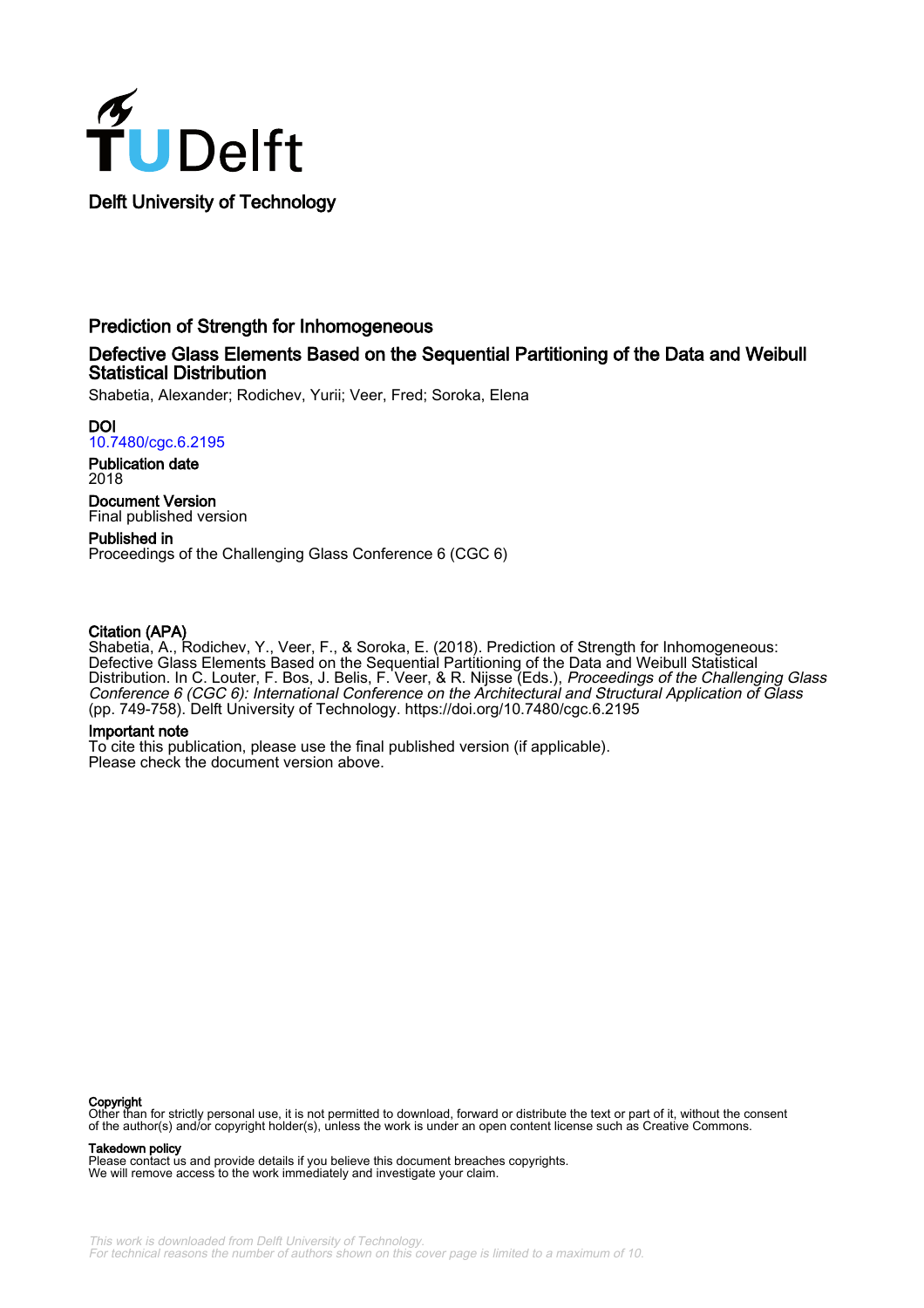Delft University of Technology

# Prediction of Strength for Inhomogeneous

## Defective Glass Elements Based on the Sequential Partitioning of the Data and Weibull Statistical Distribution

Shabetia, Alexander; Rodichev, Yurii; Veer, Fred; Soroka, Elena

**DOI**
10.7480/cgc.6.2195

**Publication date**
2018

**Document Version**
Final published version

**Published in**
Proceedings of the Challenging Glass Conference 6 (CGC 6)

**Citation (APA)**
Shabetia, A., Rodichev, Y., Veer, F., & Soroka, E. (2018). Prediction of Strength for Inhomogeneous: Defective Glass Elements Based on the Sequential Partitioning of the Data and Weibull Statistical Distribution. In C. Louter, F. Bos, J. Belis, F. Veer, & R. Nijsse (Eds.), *Proceedings of the Challenging Glass Conference 6 (CGC 6): International Conference on the Architectural and Structural Application of Glass* (pp. 749-758). Delft University of Technology. https://doi.org/10.7480/cgc.6.2195

**Important note**
To cite this publication, please use the final published version (if applicable).
Please check the document version above.

**Copyright**
Other than for strictly personal use, it is not permitted to download, forward or distribute the text or part of it, without the consent of the author(s) and/or copyright holder(s), unless the work is under an open content license such as Creative Commons.

**Takedown policy**
Please contact us and provide details if you believe this document breaches copyrights.
We will remove access to the work immediately and investigate your claim.

This work is downloaded from Delft University of Technology.
For technical reasons the number of authors shown on this cover page is limited to a maximum of 10.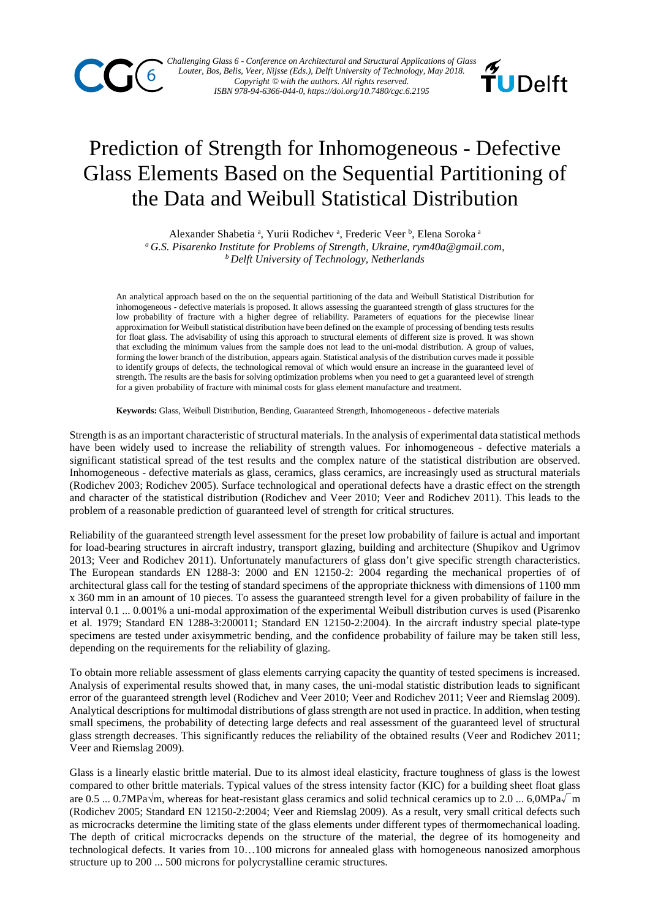# Prediction of Strength for Inhomogeneous - Defective Glass Elements Based on the Sequential Partitioning of the Data and Weibull Statistical Distribution

Alexander Shabetia [a], Yurii Rodichev [a], Frederic Veer [b], Elena Soroka [a]

[a] *G.S. Pisarenko Institute for Problems of Strength, Ukraine, rym40a@gmail.com,*
[b] *Delft University of Technology, Netherlands*

An analytical approach based on the on the sequential partitioning of the data and Weibull Statistical Distribution for inhomogeneous - defective materials is proposed. It allows assessing the guaranteed strength of glass structures for the low probability of fracture with a higher degree of reliability. Parameters of equations for the piecewise linear approximation for Weibull statistical distribution have been defined on the example of processing of bending tests results for float glass. The advisability of using this approach to structural elements of different size is proved. It was shown that excluding the minimum values from the sample does not lead to the uni-modal distribution. A group of values, forming the lower branch of the distribution, appears again. Statistical analysis of the distribution curves made it possible to identify groups of defects, the technological removal of which would ensure an increase in the guaranteed level of strength. The results are the basis for solving optimization problems when you need to get a guaranteed level of strength for a given probability of fracture with minimal costs for glass element manufacture and treatment.

**Keywords:** Glass, Weibull Distribution, Bending, Guaranteed Strength, Inhomogeneous - defective materials

Strength is as an important characteristic of structural materials. In the analysis of experimental data statistical methods have been widely used to increase the reliability of strength values. For inhomogeneous - defective materials a significant statistical spread of the test results and the complex nature of the statistical distribution are observed. Inhomogeneous - defective materials as glass, ceramics, glass ceramics, are increasingly used as structural materials (Rodichev 2003; Rodichev 2005). Surface technological and operational defects have a drastic effect on the strength and character of the statistical distribution (Rodichev and Veer 2010; Veer and Rodichev 2011). This leads to the problem of a reasonable prediction of guaranteed level of strength for critical structures.

Reliability of the guaranteed strength level assessment for the preset low probability of failure is actual and important for load-bearing structures in aircraft industry, transport glazing, building and architecture (Shupikov and Ugrimov 2013; Veer and Rodichev 2011). Unfortunately manufacturers of glass don't give specific strength characteristics. The European standards EN 1288-3: 2000 and EN 12150-2: 2004 regarding the mechanical properties of of architectural glass call for the testing of standard specimens of the appropriate thickness with dimensions of 1100 mm x 360 mm in an amount of 10 pieces. To assess the guaranteed strength level for a given probability of failure in the interval 0.1 ... 0.001% a uni-modal approximation of the experimental Weibull distribution curves is used (Pisarenko et al. 1979; Standard EN 1288-3:200011; Standard EN 12150-2:2004). In the aircraft industry special plate-type specimens are tested under axisymmetric bending, and the confidence probability of failure may be taken still less, depending on the requirements for the reliability of glazing.

To obtain more reliable assessment of glass elements carrying capacity the quantity of tested specimens is increased. Analysis of experimental results showed that, in many cases, the uni-modal statistic distribution leads to significant error of the guaranteed strength level (Rodichev and Veer 2010; Veer and Rodichev 2011; Veer and Riemslag 2009). Analytical descriptions for multimodal distributions of glass strength are not used in practice. In addition, when testing small specimens, the probability of detecting large defects and real assessment of the guaranteed level of structural glass strength decreases. This significantly reduces the reliability of the obtained results (Veer and Rodichev 2011; Veer and Riemslag 2009).

Glass is a linearly elastic brittle material. Due to its almost ideal elasticity, fracture toughness of glass is the lowest compared to other brittle materials. Typical values of the stress intensity factor (KIC) for a building sheet float glass are 0.5 ... 0.7MPa√m, whereas for heat-resistant glass ceramics and solid technical ceramics up to 2.0 ... 6,0MPa√m (Rodichev 2005; Standard EN 12150-2:2004; Veer and Riemslag 2009). As a result, very small critical defects such as microcracks determine the limiting state of the glass elements under different types of thermomechanical loading. The depth of critical microcracks depends on the structure of the material, the degree of its homogeneity and technological defects. It varies from 10…100 microns for annealed glass with homogeneous nanosized amorphous structure up to 200 ... 500 microns for polycrystalline ceramic structures.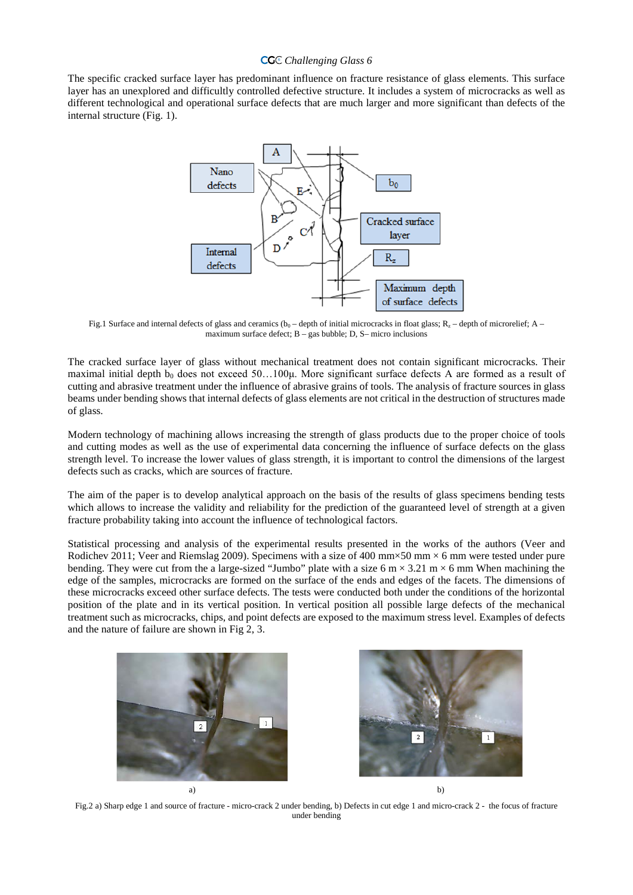The specific cracked surface layer has predominant influence on fracture resistance of glass elements. This surface layer has an unexplored and difficultly controlled defective structure. It includes a system of microcracks as well as different technological and operational surface defects that are much larger and more significant than defects of the internal structure (Fig. 1).

Fig.1 Surface and internal defects of glass and ceramics ($b_0$ – depth of initial microcracks in float glass; $R_z$ – depth of microrelief; A – maximum surface defect; B – gas bubble; D, S– micro inclusions

The cracked surface layer of glass without mechanical treatment does not contain significant microcracks. Their maximal initial depth $b_0$ does not exceed 50…100μ. More significant surface defects A are formed as a result of cutting and abrasive treatment under the influence of abrasive grains of tools. The analysis of fracture sources in glass beams under bending shows that internal defects of glass elements are not critical in the destruction of structures made of glass.

Modern technology of machining allows increasing the strength of glass products due to the proper choice of tools and cutting modes as well as the use of experimental data concerning the influence of surface defects on the glass strength level. To increase the lower values of glass strength, it is important to control the dimensions of the largest defects such as cracks, which are sources of fracture.

The aim of the paper is to develop analytical approach on the basis of the results of glass specimens bending tests which allows to increase the validity and reliability for the prediction of the guaranteed level of strength at a given fracture probability taking into account the influence of technological factors.

Statistical processing and analysis of the experimental results presented in the works of the authors (Veer and Rodichev 2011; Veer and Riemslag 2009). Specimens with a size of 400 mm×50 mm × 6 mm were tested under pure bending. They were cut from the a large-sized "Jumbo" plate with a size 6 m × 3.21 m × 6 mm When machining the edge of the samples, microcracks are formed on the surface of the ends and edges of the facets. The dimensions of these microcracks exceed other surface defects. The tests were conducted both under the conditions of the horizontal position of the plate and in its vertical position. In vertical position all possible large defects of the mechanical treatment such as microcracks, chips, and point defects are exposed to the maximum stress level. Examples of defects and the nature of failure are shown in Fig 2, 3.

a) b)

Fig.2 a) Sharp edge 1 and source of fracture - micro-crack 2 under bending, b) Defects in cut edge 1 and micro-crack 2 - the focus of fracture under bending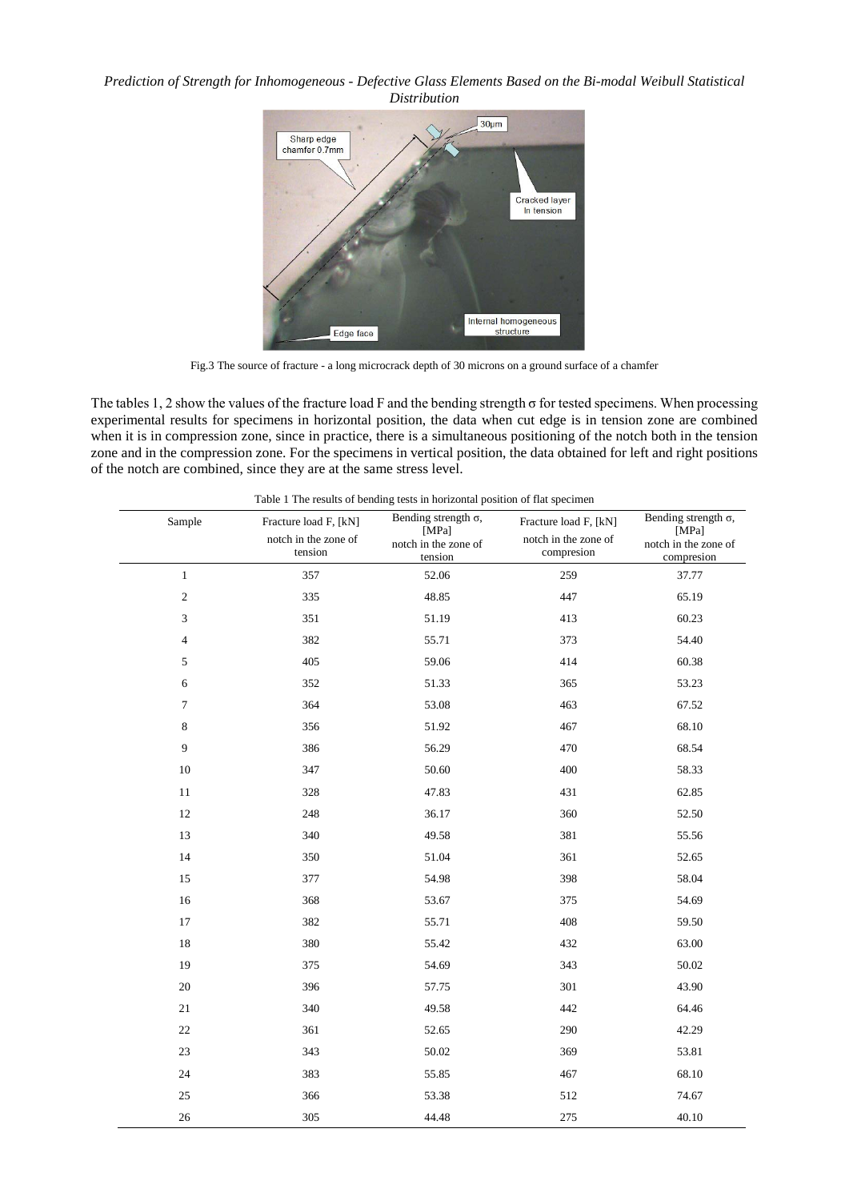Fig.3 The source of fracture - a long microcrack depth of 30 microns on a ground surface of a chamfer

The tables 1, 2 show the values of the fracture load F and the bending strength σ for tested specimens. When processing experimental results for specimens in horizontal position, the data when cut edge is in tension zone are combined when it is in compression zone, since in practice, there is a simultaneous positioning of the notch both in the tension zone and in the compression zone. For the specimens in vertical position, the data obtained for left and right positions of the notch are combined, since they are at the same stress level.

Table 1 The results of bending tests in horizontal position of flat specimen

| Sample | Fracture load F, [kN] notch in the zone of tension | Bending strength σ, [MPa] notch in the zone of tension | Fracture load F, [kN] notch in the zone of compresion | Bending strength σ, [MPa] notch in the zone of compresion |
|---|---|---|---|---|
| 1 | 357 | 52.06 | 259 | 37.77 |
| 2 | 335 | 48.85 | 447 | 65.19 |
| 3 | 351 | 51.19 | 413 | 60.23 |
| 4 | 382 | 55.71 | 373 | 54.40 |
| 5 | 405 | 59.06 | 414 | 60.38 |
| 6 | 352 | 51.33 | 365 | 53.23 |
| 7 | 364 | 53.08 | 463 | 67.52 |
| 8 | 356 | 51.92 | 467 | 68.10 |
| 9 | 386 | 56.29 | 470 | 68.54 |
| 10 | 347 | 50.60 | 400 | 58.33 |
| 11 | 328 | 47.83 | 431 | 62.85 |
| 12 | 248 | 36.17 | 360 | 52.50 |
| 13 | 340 | 49.58 | 381 | 55.56 |
| 14 | 350 | 51.04 | 361 | 52.65 |
| 15 | 377 | 54.98 | 398 | 58.04 |
| 16 | 368 | 53.67 | 375 | 54.69 |
| 17 | 382 | 55.71 | 408 | 59.50 |
| 18 | 380 | 55.42 | 432 | 63.00 |
| 19 | 375 | 54.69 | 343 | 50.02 |
| 20 | 396 | 57.75 | 301 | 43.90 |
| 21 | 340 | 49.58 | 442 | 64.46 |
| 22 | 361 | 52.65 | 290 | 42.29 |
| 23 | 343 | 50.02 | 369 | 53.81 |
| 24 | 383 | 55.85 | 467 | 68.10 |
| 25 | 366 | 53.38 | 512 | 74.67 |
| 26 | 305 | 44.48 | 275 | 40.10 |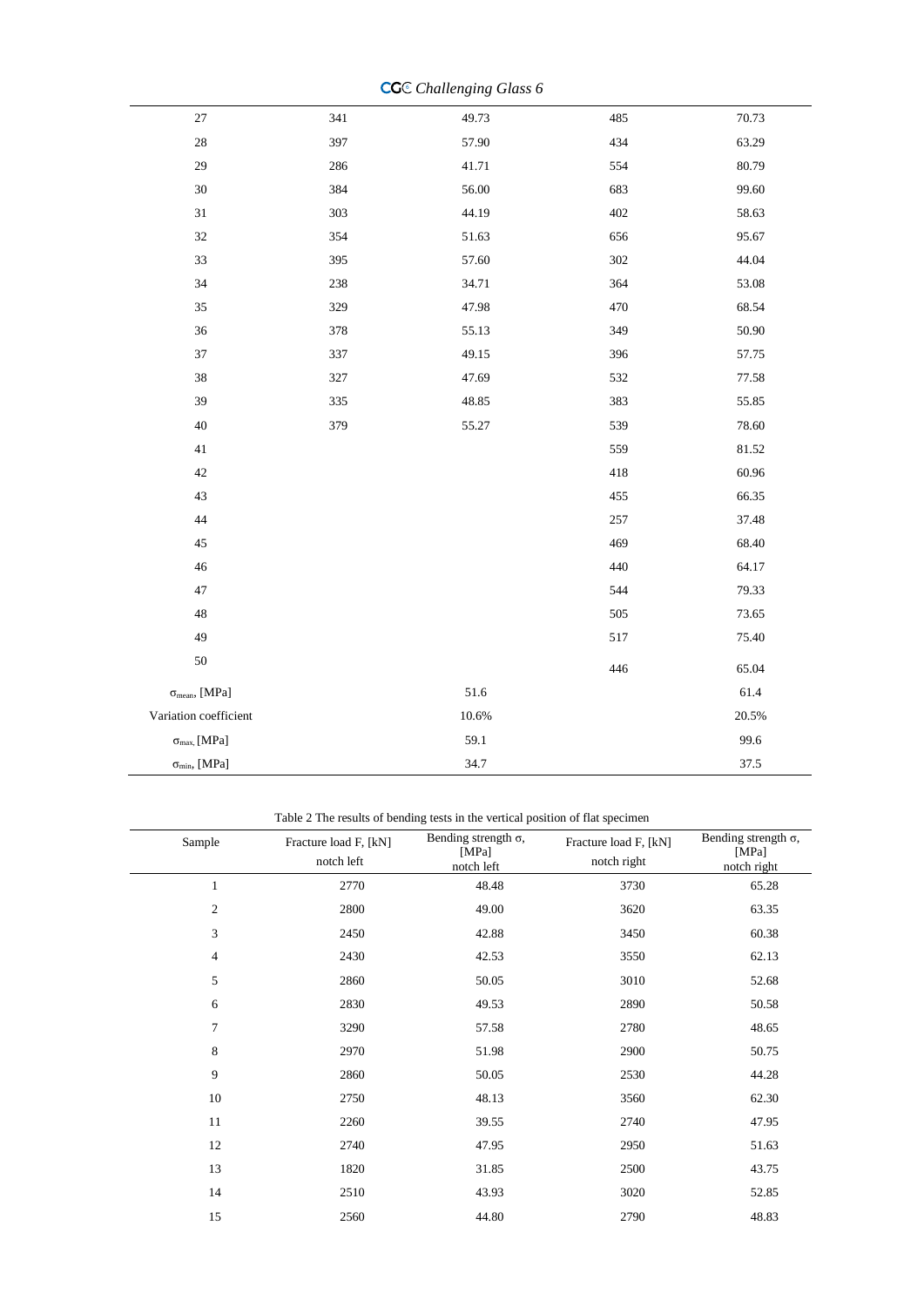| 27 | 341 | 49.73 | 485 | 70.73 |
|---|---|---|---|---|
| 28 | 397 | 57.90 | 434 | 63.29 |
| 29 | 286 | 41.71 | 554 | 80.79 |
| 30 | 384 | 56.00 | 683 | 99.60 |
| 31 | 303 | 44.19 | 402 | 58.63 |
| 32 | 354 | 51.63 | 656 | 95.67 |
| 33 | 395 | 57.60 | 302 | 44.04 |
| 34 | 238 | 34.71 | 364 | 53.08 |
| 35 | 329 | 47.98 | 470 | 68.54 |
| 36 | 378 | 55.13 | 349 | 50.90 |
| 37 | 337 | 49.15 | 396 | 57.75 |
| 38 | 327 | 47.69 | 532 | 77.58 |
| 39 | 335 | 48.85 | 383 | 55.85 |
| 40 | 379 | 55.27 | 539 | 78.60 |
| 41 | | | 559 | 81.52 |
| 42 | | | 418 | 60.96 |
| 43 | | | 455 | 66.35 |
| 44 | | | 257 | 37.48 |
| 45 | | | 469 | 68.40 |
| 46 | | | 440 | 64.17 |
| 47 | | | 544 | 79.33 |
| 48 | | | 505 | 73.65 |
| 49 | | | 517 | 75.40 |
| 50 | | | 446 | 65.04 |
| $\sigma_{mean}$, [MPa] | | 51.6 | | 61.4 |
| Variation coefficient | | 10.6% | | 20.5% |
| $\sigma_{max}$, [MPa] | | 59.1 | | 99.6 |
| $\sigma_{min}$, [MPa] | | 34.7 | | 37.5 |

Table 2 The results of bending tests in the vertical position of flat specimen

| Sample | Fracture load F, [kN] notch left | Bending strength σ, [MPa] notch left | Fracture load F, [kN] notch right | Bending strength σ, [MPa] notch right |
|---|---|---|---|---|
| 1 | 2770 | 48.48 | 3730 | 65.28 |
| 2 | 2800 | 49.00 | 3620 | 63.35 |
| 3 | 2450 | 42.88 | 3450 | 60.38 |
| 4 | 2430 | 42.53 | 3550 | 62.13 |
| 5 | 2860 | 50.05 | 3010 | 52.68 |
| 6 | 2830 | 49.53 | 2890 | 50.58 |
| 7 | 3290 | 57.58 | 2780 | 48.65 |
| 8 | 2970 | 51.98 | 2900 | 50.75 |
| 9 | 2860 | 50.05 | 2530 | 44.28 |
| 10 | 2750 | 48.13 | 3560 | 62.30 |
| 11 | 2260 | 39.55 | 2740 | 47.95 |
| 12 | 2740 | 47.95 | 2950 | 51.63 |
| 13 | 1820 | 31.85 | 2500 | 43.75 |
| 14 | 2510 | 43.93 | 3020 | 52.85 |
| 15 | 2560 | 44.80 | 2790 | 48.83 |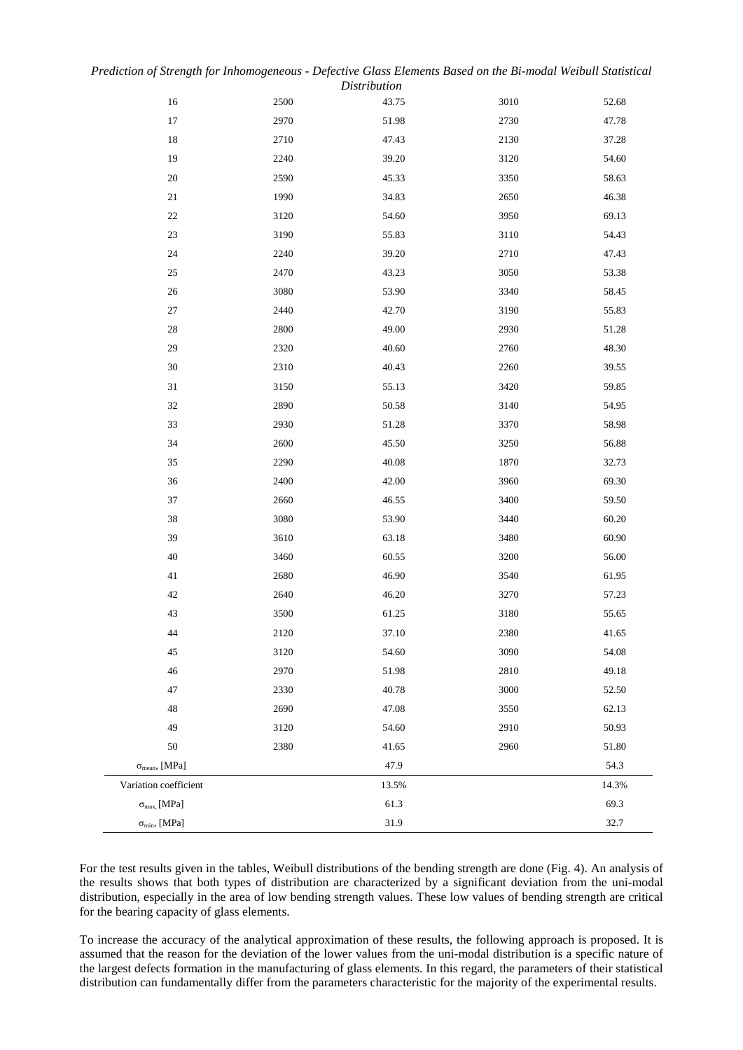| 16 | 2500 | 43.75 | 3010 | 52.68 |
|---|---|---|---|---|
| 17 | 2970 | 51.98 | 2730 | 47.78 |
| 18 | 2710 | 47.43 | 2130 | 37.28 |
| 19 | 2240 | 39.20 | 3120 | 54.60 |
| 20 | 2590 | 45.33 | 3350 | 58.63 |
| 21 | 1990 | 34.83 | 2650 | 46.38 |
| 22 | 3120 | 54.60 | 3950 | 69.13 |
| 23 | 3190 | 55.83 | 3110 | 54.43 |
| 24 | 2240 | 39.20 | 2710 | 47.43 |
| 25 | 2470 | 43.23 | 3050 | 53.38 |
| 26 | 3080 | 53.90 | 3340 | 58.45 |
| 27 | 2440 | 42.70 | 3190 | 55.83 |
| 28 | 2800 | 49.00 | 2930 | 51.28 |
| 29 | 2320 | 40.60 | 2760 | 48.30 |
| 30 | 2310 | 40.43 | 2260 | 39.55 |
| 31 | 3150 | 55.13 | 3420 | 59.85 |
| 32 | 2890 | 50.58 | 3140 | 54.95 |
| 33 | 2930 | 51.28 | 3370 | 58.98 |
| 34 | 2600 | 45.50 | 3250 | 56.88 |
| 35 | 2290 | 40.08 | 1870 | 32.73 |
| 36 | 2400 | 42.00 | 3960 | 69.30 |
| 37 | 2660 | 46.55 | 3400 | 59.50 |
| 38 | 3080 | 53.90 | 3440 | 60.20 |
| 39 | 3610 | 63.18 | 3480 | 60.90 |
| 40 | 3460 | 60.55 | 3200 | 56.00 |
| 41 | 2680 | 46.90 | 3540 | 61.95 |
| 42 | 2640 | 46.20 | 3270 | 57.23 |
| 43 | 3500 | 61.25 | 3180 | 55.65 |
| 44 | 2120 | 37.10 | 2380 | 41.65 |
| 45 | 3120 | 54.60 | 3090 | 54.08 |
| 46 | 2970 | 51.98 | 2810 | 49.18 |
| 47 | 2330 | 40.78 | 3000 | 52.50 |
| 48 | 2690 | 47.08 | 3550 | 62.13 |
| 49 | 3120 | 54.60 | 2910 | 50.93 |
| 50 | 2380 | 41.65 | 2960 | 51.80 |
| $\sigma_{mean}$, [MPa] | | 47.9 | | 54.3 |
| Variation coefficient | | 13.5% | | 14.3% |
| $\sigma_{max}$, [MPa] | | 61.3 | | 69.3 |
| $\sigma_{min}$, [MPa] | | 31.9 | | 32.7 |

For the test results given in the tables, Weibull distributions of the bending strength are done (Fig. 4). An analysis of the results shows that both types of distribution are characterized by a significant deviation from the uni-modal distribution, especially in the area of low bending strength values. These low values of bending strength are critical for the bearing capacity of glass elements.

To increase the accuracy of the analytical approximation of these results, the following approach is proposed. It is assumed that the reason for the deviation of the lower values from the uni-modal distribution is a specific nature of the largest defects formation in the manufacturing of glass elements. In this regard, the parameters of their statistical distribution can fundamentally differ from the parameters characteristic for the majority of the experimental results.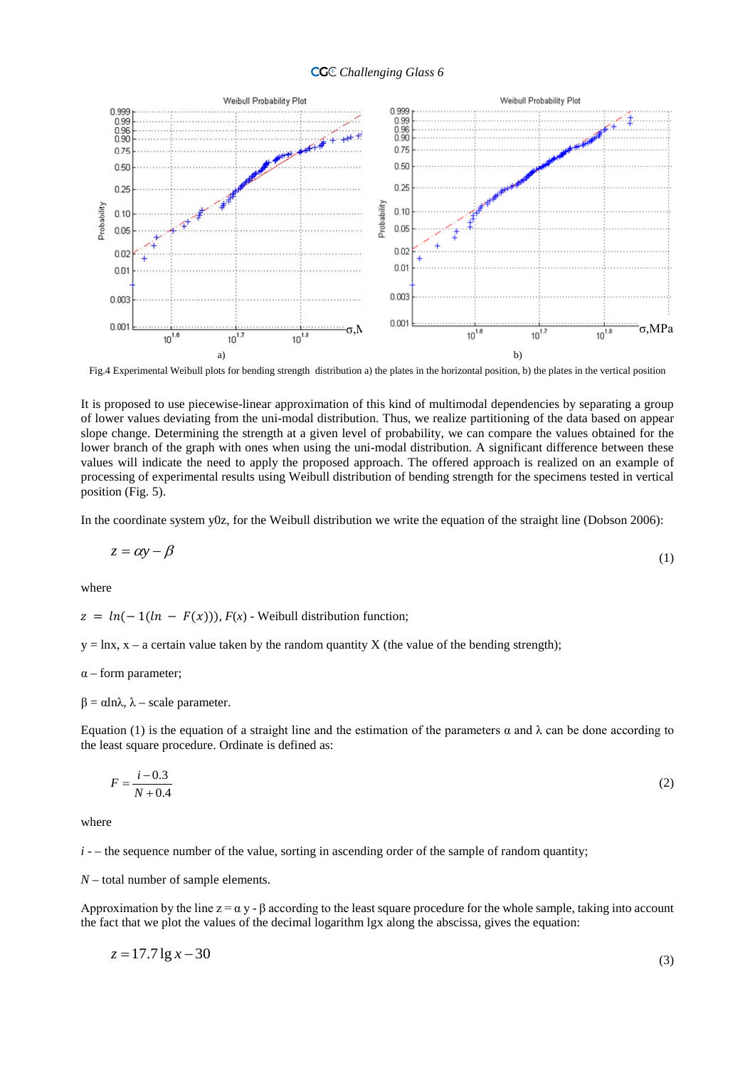Fig.4 Experimental Weibull plots for bending strength distribution a) the plates in the horizontal position, b) the plates in the vertical position

It is proposed to use piecewise-linear approximation of this kind of multimodal dependencies by separating a group of lower values deviating from the uni-modal distribution. Thus, we realize partitioning of the data based on appear slope change. Determining the strength at a given level of probability, we can compare the values obtained for the lower branch of the graph with ones when using the uni-modal distribution. A significant difference between these values will indicate the need to apply the proposed approach. The offered approach is realized on an example of processing of experimental results using Weibull distribution of bending strength for the specimens tested in vertical position (Fig. 5).

In the coordinate system y0z, for the Weibull distribution we write the equation of the straight line (Dobson 2006):

$$z = \alpha y - \beta \tag{1}$$

where

$z = ln(-1(ln - F(x)))$, $F(x)$ - Weibull distribution function;

$y = \ln x$, x – a certain value taken by the random quantity X (the value of the bending strength);

$\alpha$ – form parameter;

$\beta = \alpha \ln\lambda$, $\lambda$ – scale parameter.

Equation (1) is the equation of a straight line and the estimation of the parameters $\alpha$ and $\lambda$ can be done according to the least square procedure. Ordinate is defined as:

$$F = \frac{i - 0.3}{N + 0.4} \tag{2}$$

where

*i* - – the sequence number of the value, sorting in ascending order of the sample of random quantity;

*N* – total number of sample elements.

Approximation by the line $z = \alpha y - \beta$ according to the least square procedure for the whole sample, taking into account the fact that we plot the values of the decimal logarithm lgx along the abscissa, gives the equation:

$$z = 17.7 \lg x - 30 \tag{3}$$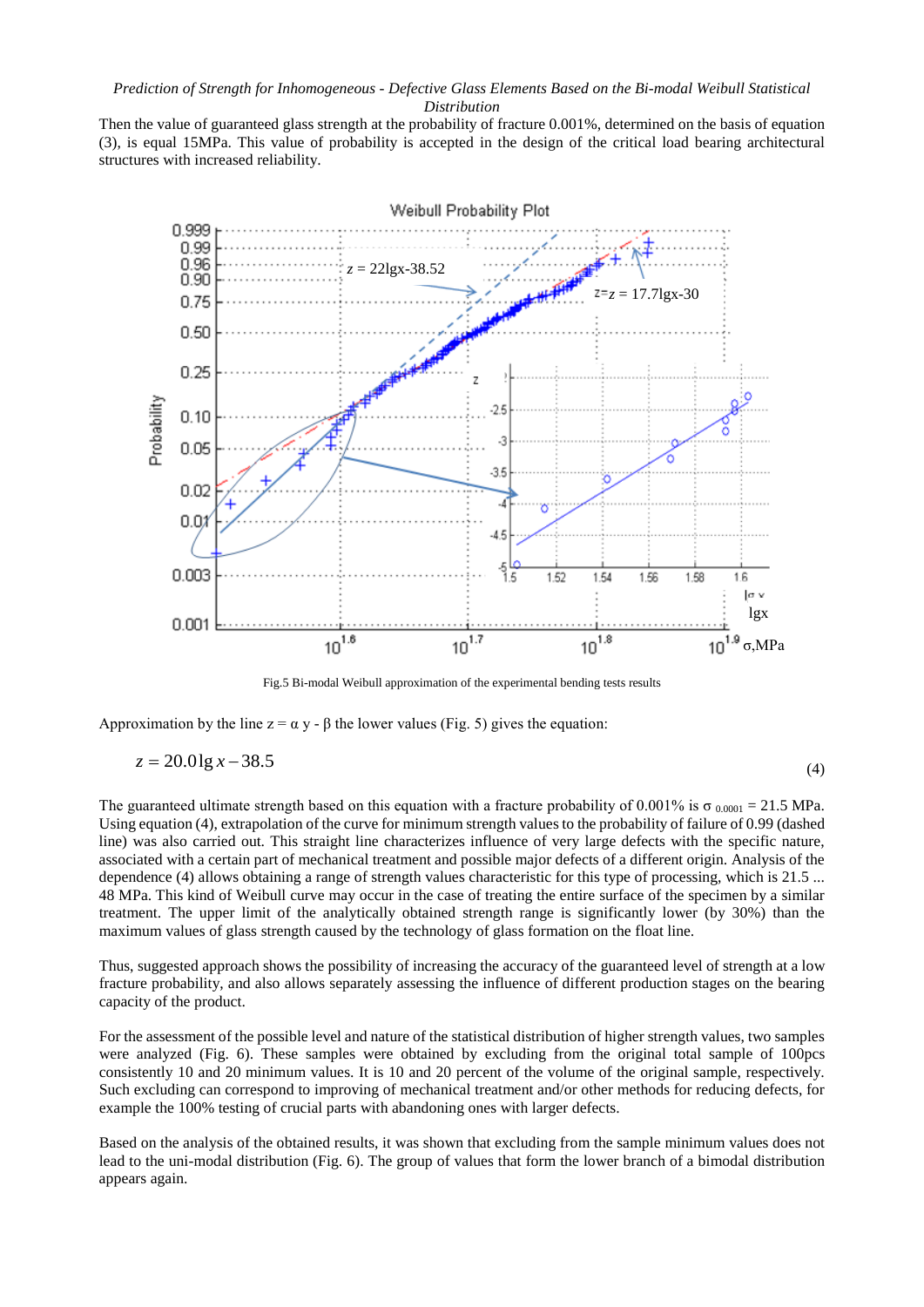Then the value of guaranteed glass strength at the probability of fracture 0.001%, determined on the basis of equation (3), is equal 15MPa. This value of probability is accepted in the design of the critical load bearing architectural structures with increased reliability.

Fig.5 Bi-modal Weibull approximation of the experimental bending tests results

Approximation by the line $z = \alpha\, y - \beta$ the lower values (Fig. 5) gives the equation:

$$z = 20.0 \lg x - 38.5 \tag{4}$$

The guaranteed ultimate strength based on this equation with a fracture probability of 0.001% is $\sigma_{0.0001} = 21.5$ MPa. Using equation (4), extrapolation of the curve for minimum strength values to the probability of failure of 0.99 (dashed line) was also carried out. This straight line characterizes influence of very large defects with the specific nature, associated with a certain part of mechanical treatment and possible major defects of a different origin. Analysis of the dependence (4) allows obtaining a range of strength values characteristic for this type of processing, which is 21.5 ... 48 MPa. This kind of Weibull curve may occur in the case of treating the entire surface of the specimen by a similar treatment. The upper limit of the analytically obtained strength range is significantly lower (by 30%) than the maximum values of glass strength caused by the technology of glass formation on the float line.

Thus, suggested approach shows the possibility of increasing the accuracy of the guaranteed level of strength at a low fracture probability, and also allows separately assessing the influence of different production stages on the bearing capacity of the product.

For the assessment of the possible level and nature of the statistical distribution of higher strength values, two samples were analyzed (Fig. 6). These samples were obtained by excluding from the original total sample of 100pcs consistently 10 and 20 minimum values. It is 10 and 20 percent of the volume of the original sample, respectively. Such excluding can correspond to improving of mechanical treatment and/or other methods for reducing defects, for example the 100% testing of crucial parts with abandoning ones with larger defects.

Based on the analysis of the obtained results, it was shown that excluding from the sample minimum values does not lead to the uni-modal distribution (Fig. 6). The group of values that form the lower branch of a bimodal distribution appears again.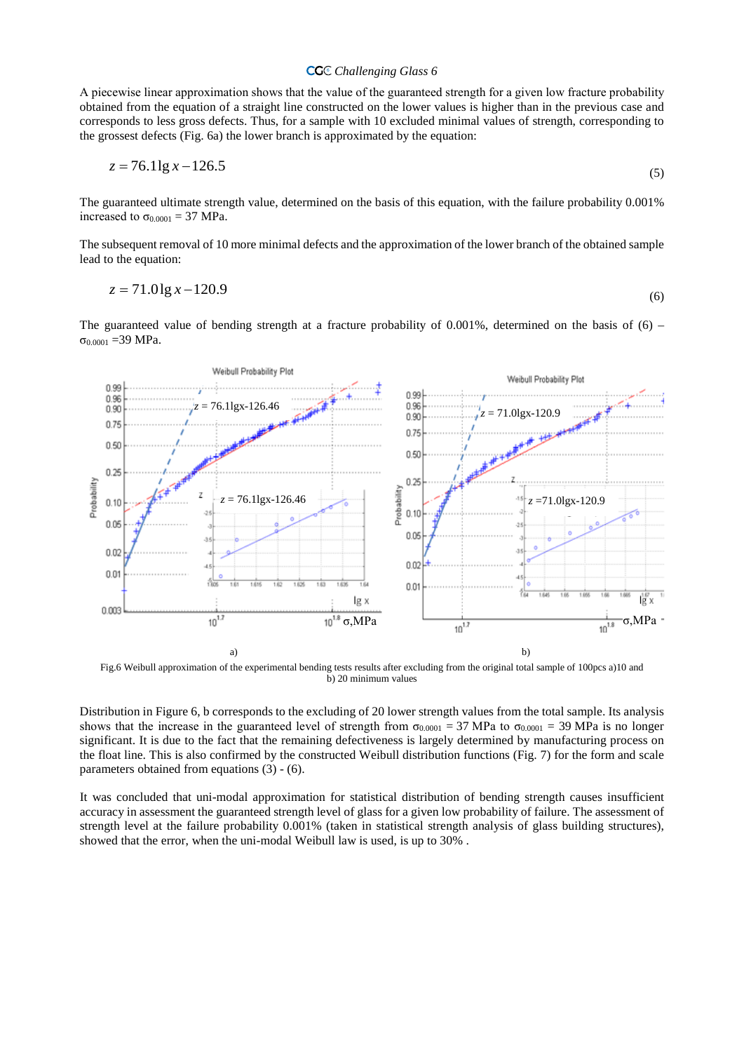A piecewise linear approximation shows that the value of the guaranteed strength for a given low fracture probability obtained from the equation of a straight line constructed on the lower values is higher than in the previous case and corresponds to less gross defects. Thus, for a sample with 10 excluded minimal values of strength, corresponding to the grossest defects (Fig. 6a) the lower branch is approximated by the equation:

$$z = 76.1\lg x - 126.5 \quad (5)$$

The guaranteed ultimate strength value, determined on the basis of this equation, with the failure probability 0.001% increased to $\sigma_{0.0001}$ = 37 MPa.

The subsequent removal of 10 more minimal defects and the approximation of the lower branch of the obtained sample lead to the equation:

$$z = 71.0\lg x - 120.9 \quad (6)$$

The guaranteed value of bending strength at a fracture probability of 0.001%, determined on the basis of (6) – $\sigma_{0.0001}$ =39 MPa.

a) b)

Fig.6 Weibull approximation of the experimental bending tests results after excluding from the original total sample of 100pcs a)10 and b) 20 minimum values

Distribution in Figure 6, b corresponds to the excluding of 20 lower strength values from the total sample. Its analysis shows that the increase in the guaranteed level of strength from $\sigma_{0.0001}$ = 37 MPa to $\sigma_{0.0001}$ = 39 MPa is no longer significant. It is due to the fact that the remaining defectiveness is largely determined by manufacturing process on the float line. This is also confirmed by the constructed Weibull distribution functions (Fig. 7) for the form and scale parameters obtained from equations (3) - (6).

It was concluded that uni-modal approximation for statistical distribution of bending strength causes insufficient accuracy in assessment the guaranteed strength level of glass for a given low probability of failure. The assessment of strength level at the failure probability 0.001% (taken in statistical strength analysis of glass building structures), showed that the error, when the uni-modal Weibull law is used, is up to 30% .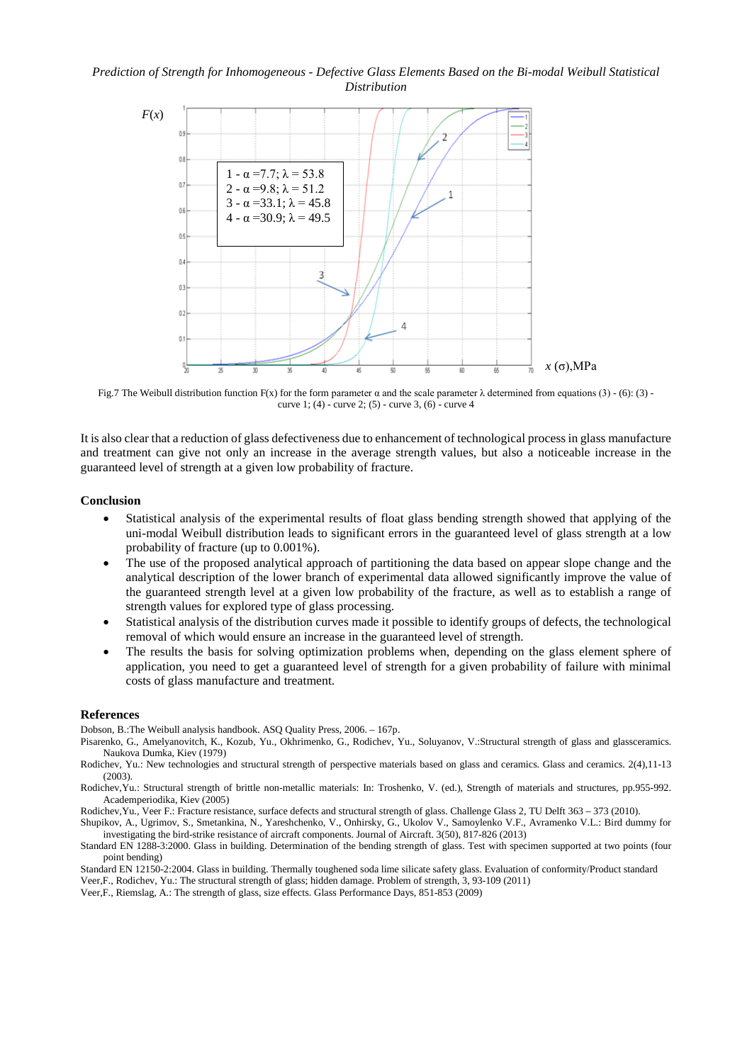Fig.7 The Weibull distribution function F(x) for the form parameter α and the scale parameter λ determined from equations (3) - (6): (3) - curve 1; (4) - curve 2; (5) - curve 3, (6) - curve 4

It is also clear that a reduction of glass defectiveness due to enhancement of technological process in glass manufacture and treatment can give not only an increase in the average strength values, but also a noticeable increase in the guaranteed level of strength at a given low probability of fracture.

## Conclusion

- Statistical analysis of the experimental results of float glass bending strength showed that applying of the uni-modal Weibull distribution leads to significant errors in the guaranteed level of glass strength at a low probability of fracture (up to 0.001%).
- The use of the proposed analytical approach of partitioning the data based on appear slope change and the analytical description of the lower branch of experimental data allowed significantly improve the value of the guaranteed strength level at a given low probability of the fracture, as well as to establish a range of strength values for explored type of glass processing.
- Statistical analysis of the distribution curves made it possible to identify groups of defects, the technological removal of which would ensure an increase in the guaranteed level of strength.
- The results the basis for solving optimization problems when, depending on the glass element sphere of application, you need to get a guaranteed level of strength for a given probability of failure with minimal costs of glass manufacture and treatment.

## References

Dobson, B.:The Weibull analysis handbook. ASQ Quality Press, 2006. – 167p.

Pisarenko, G., Amelyanovitch, K., Kozub, Yu., Okhrimenko, G., Rodichev, Yu., Soluyanov, V.:Structural strength of glass and glassceramics. Naukova Dumka, Kiev (1979)

Rodichev, Yu.: New technologies and structural strength of perspective materials based on glass and ceramics. Glass and ceramics. 2(4),11-13 (2003).

Rodichev,Yu.: Structural strength of brittle non-metallic materials: In: Troshenko, V. (ed.), Strength of materials and structures, pp.955-992. Academperiodika, Kiev (2005)

Rodichev,Yu., Veer F.: Fracture resistance, surface defects and structural strength of glass. Challenge Glass 2, TU Delft 363 – 373 (2010).

Shupikov, A., Ugrimov, S., Smetankina, N., Yareshchenko, V., Onhirsky, G., Ukolov V., Samoylenko V.F., Avramenko V.L.: Bird dummy for investigating the bird-strike resistance of aircraft components. Journal of Aircraft. 3(50), 817-826 (2013)

Standard EN 1288-3:2000. Glass in building. Determination of the bending strength of glass. Test with specimen supported at two points (four point bending)

Standard EN 12150-2:2004. Glass in building. Thermally toughened soda lime silicate safety glass. Evaluation of conformity/Product standard

Veer,F., Rodichev, Yu.: The structural strength of glass; hidden damage. Problem of strength, 3, 93-109 (2011)

Veer,F., Riemslag, A.: The strength of glass, size effects. Glass Performance Days, 851-853 (2009)